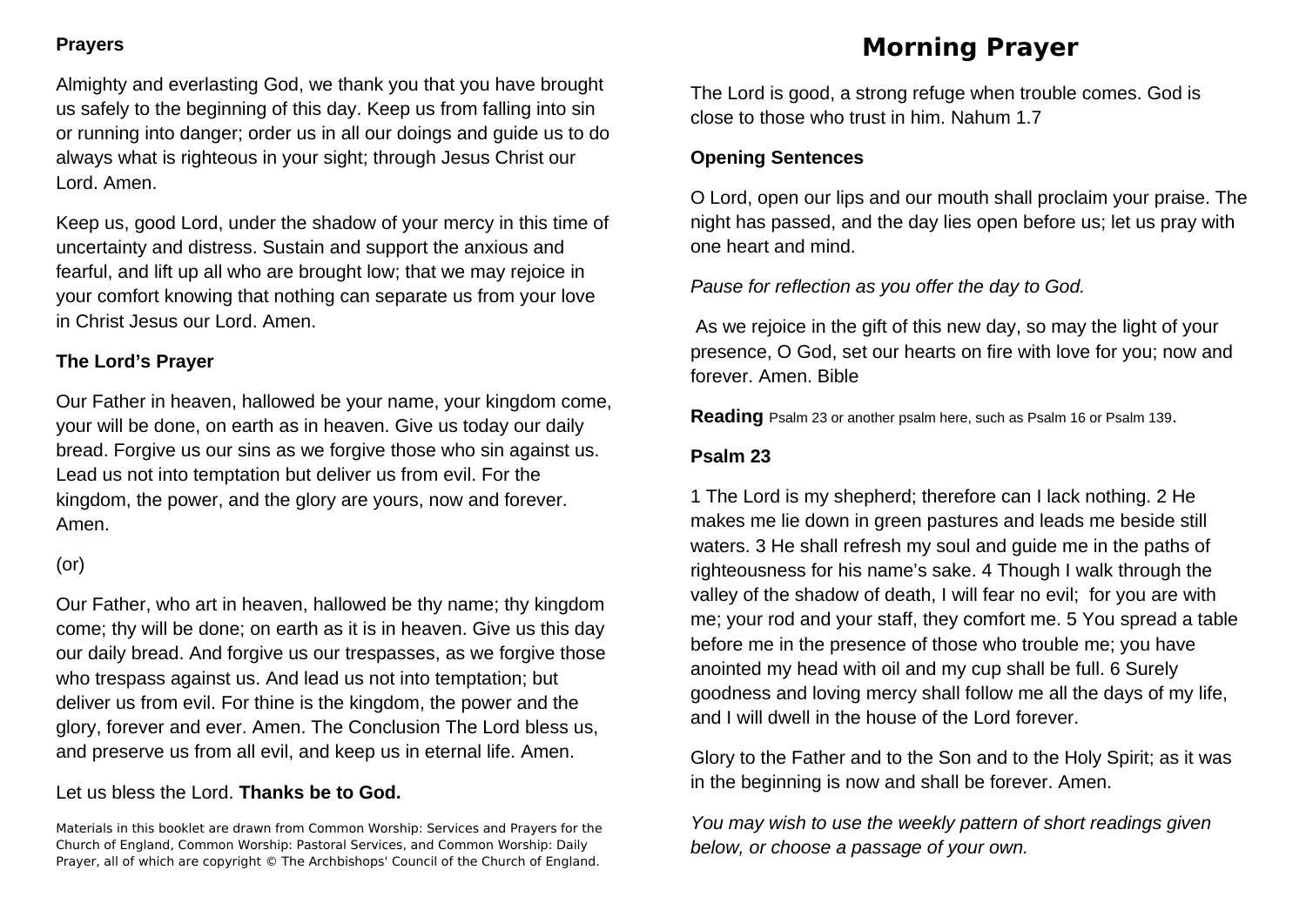**Prayers**

Almighty and everlasting God, we thank you that you have brought us safely to the beginning of this day. Keep us from falling into sin or running into danger; order us in all our doings and guide us to do always what is righteous in your sight; through Jesus Christ our Lord. Amen.

Keep us, good Lord, under the shadow of your mercy in this time of uncertainty and distress. Sustain and support the anxious and fearful, and lift up all who are brought low; that we may rejoice in your comfort knowing that nothing can separate us from your love in Christ Jesus our Lord. Amen.

**The Lord's Prayer**

Our Father in heaven, hallowed be your name, your kingdom come, your will be done, on earth as in heaven. Give us today our daily bread. Forgive us our sins as we forgive those who sin against us. Lead us not into temptation but deliver us from evil. For the kingdom, the power, and the glory are yours, now and forever. Amen.

(or)

Our Father, who art in heaven, hallowed be thy name; thy kingdom come; thy will be done; on earth as it is in heaven. Give us this day our daily bread. And forgive us our trespasses, as we forgive those who trespass against us. And lead us not into temptation; but deliver us from evil. For thine is the kingdom, the power and the glory, forever and ever. Amen. The Conclusion The Lord bless us, and preserve us from all evil, and keep us in eternal life. Amen.

Let us bless the Lord. **Thanks be to God.**

Materials in this booklet are drawn from Common Worship: Services and Prayers for the Church of England, Common Worship: Pastoral Services, and Common Worship: Daily Prayer, all of which are copyright © The Archbishops' Council of the Church of England.

# Morning Prayer

The Lord is good, a strong refuge when trouble comes. God is close to those who trust in him. Nahum 1.7

**Opening Sentences**

O Lord, open our lips and our mouth shall proclaim your praise. The night has passed, and the day lies open before us; let us pray with one heart and mind.

*Pause for reflection as you offer the day to God.*

As we rejoice in the gift of this new day, so may the light of your presence, O God, set our hearts on fire with love for you; now and forever. Amen. Bible

**Reading** Psalm 23 or another psalm here, such as Psalm 16 or Psalm 139.

**Psalm 23**

1 The Lord is my shepherd; therefore can I lack nothing. 2 He makes me lie down in green pastures and leads me beside still waters. 3 He shall refresh my soul and guide me in the paths of righteousness for his name's sake. 4 Though I walk through the valley of the shadow of death, I will fear no evil; for you are with me; your rod and your staff, they comfort me. 5 You spread a table before me in the presence of those who trouble me; you have anointed my head with oil and my cup shall be full. 6 Surely goodness and loving mercy shall follow me all the days of my life, and I will dwell in the house of the Lord forever.

Glory to the Father and to the Son and to the Holy Spirit; as it was in the beginning is now and shall be forever. Amen.

*You may wish to use the weekly pattern of short readings given below, or choose a passage of your own.*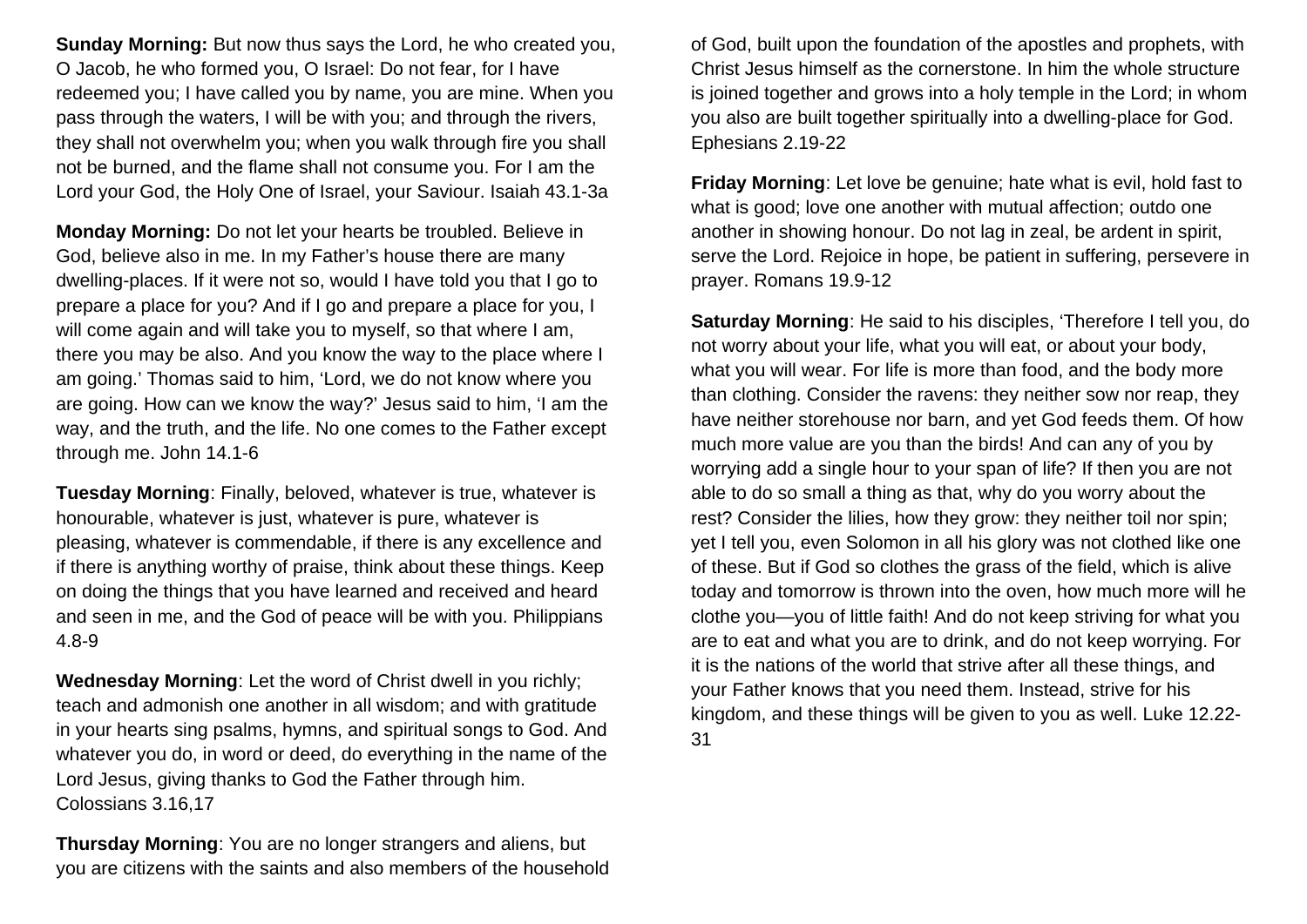**Sunday Morning:** But now thus says the Lord, he who created you, O Jacob, he who formed you, O Israel: Do not fear, for I have redeemed you; I have called you by name, you are mine. When you pass through the waters, I will be with you; and through the rivers, they shall not overwhelm you; when you walk through fire you shall not be burned, and the flame shall not consume you. For I am the Lord your God, the Holy One of Israel, your Saviour. Isaiah 43.1-3a

**Monday Morning:** Do not let your hearts be troubled. Believe in God, believe also in me. In my Father's house there are many dwelling-places. If it were not so, would I have told you that I go to prepare a place for you? And if I go and prepare a place for you, I will come again and will take you to myself, so that where I am, there you may be also. And you know the way to the place where I am going.' Thomas said to him, 'Lord, we do not know where you are going. How can we know the way?' Jesus said to him, 'I am the way, and the truth, and the life. No one comes to the Father except through me. John 14.1-6

**Tuesday Morning**: Finally, beloved, whatever is true, whatever is honourable, whatever is just, whatever is pure, whatever is pleasing, whatever is commendable, if there is any excellence and if there is anything worthy of praise, think about these things. Keep on doing the things that you have learned and received and heard and seen in me, and the God of peace will be with you. Philippians 4.8-9

**Wednesday Morning**: Let the word of Christ dwell in you richly; teach and admonish one another in all wisdom; and with gratitude in your hearts sing psalms, hymns, and spiritual songs to God. And whatever you do, in word or deed, do everything in the name of the Lord Jesus, giving thanks to God the Father through him. Colossians 3.16,17

**Thursday Morning**: You are no longer strangers and aliens, but you are citizens with the saints and also members of the household of God, built upon the foundation of the apostles and prophets, with Christ Jesus himself as the cornerstone. In him the whole structure is joined together and grows into a holy temple in the Lord; in whom you also are built together spiritually into a dwelling-place for God. Ephesians 2.19-22

**Friday Morning**: Let love be genuine; hate what is evil, hold fast to what is good; love one another with mutual affection; outdo one another in showing honour. Do not lag in zeal, be ardent in spirit, serve the Lord. Rejoice in hope, be patient in suffering, persevere in prayer. Romans 19.9-12

**Saturday Morning**: He said to his disciples, 'Therefore I tell you, do not worry about your life, what you will eat, or about your body, what you will wear. For life is more than food, and the body more than clothing. Consider the ravens: they neither sow nor reap, they have neither storehouse nor barn, and yet God feeds them. Of how much more value are you than the birds! And can any of you by worrying add a single hour to your span of life? If then you are not able to do so small a thing as that, why do you worry about the rest? Consider the lilies, how they grow: they neither toil nor spin; yet I tell you, even Solomon in all his glory was not clothed like one of these. But if God so clothes the grass of the field, which is alive today and tomorrow is thrown into the oven, how much more will he clothe you—you of little faith! And do not keep striving for what you are to eat and what you are to drink, and do not keep worrying. For it is the nations of the world that strive after all these things, and your Father knows that you need them. Instead, strive for his kingdom, and these things will be given to you as well. Luke 12.22-31